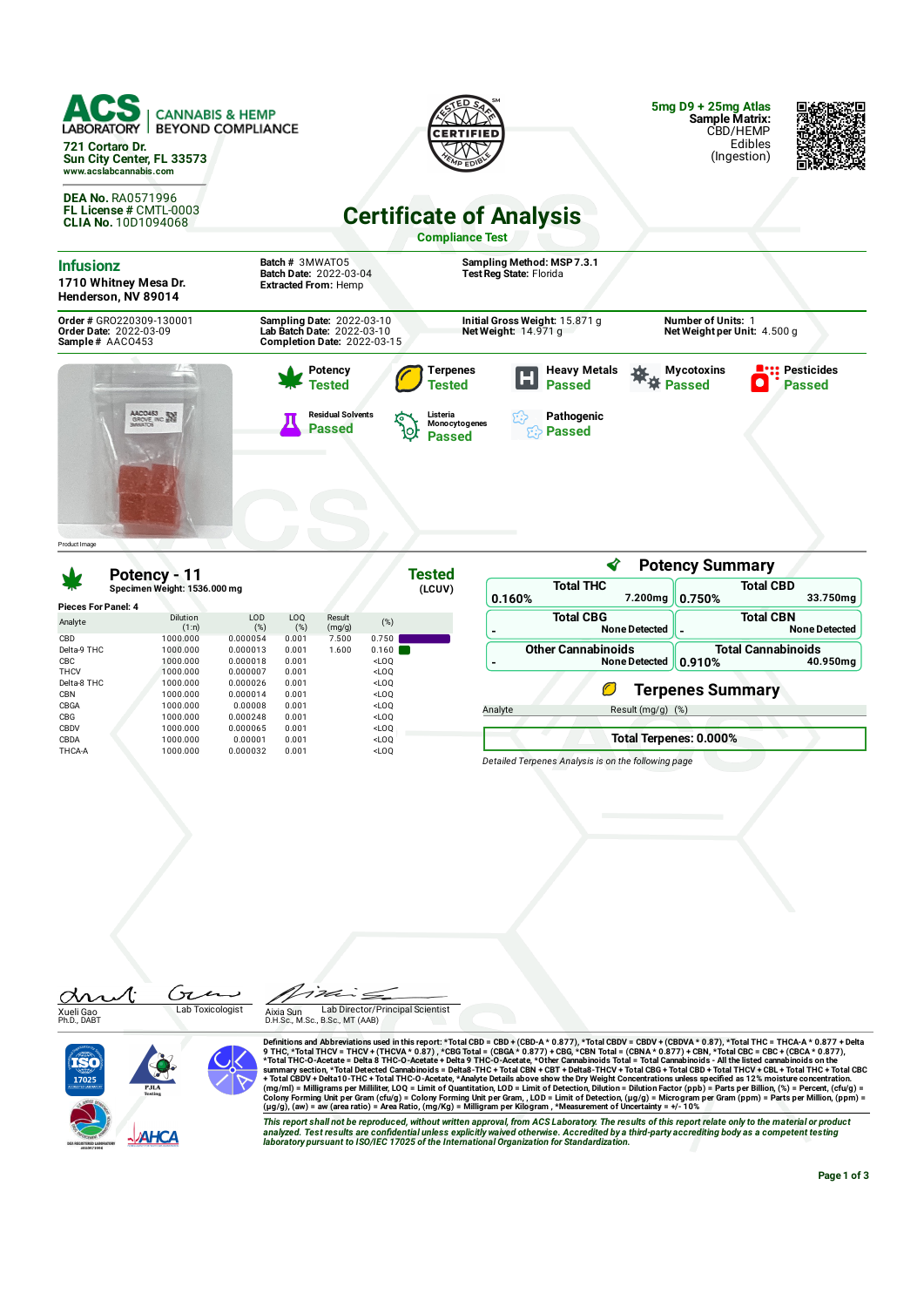**ACS LABORATORY** | CANNABIS & HEMP BEYOND COMPLIANCE

721 Cortaro Dr.
Sun City Center, FL 33573
www.acslabcannabis.com

**DEA No.** RA0571996
**FL License #** CMTL-0003
**CLIA No.** 10D1094068

TESTED SAFE CERTIFIED HEMP EDIBLE

**5mg D9 + 25mg Atlas**
**Sample Matrix:** CBD/HEMP Edibles (Ingestion)

# Certificate of Analysis

**Compliance Test**

## Infusionz

1710 Whitney Mesa Dr.
Henderson, NV 89014

**Batch #** 3MWATO5
**Batch Date:** 2022-03-04
**Extracted From:** Hemp

**Sampling Method:** MSP 7.3.1
**Test Reg State:** Florida

**Order #** GRO220309-130001
**Order Date:** 2022-03-09
**Sample #** AACO453

**Sampling Date:** 2022-03-10
**Lab Batch Date:** 2022-03-10
**Completion Date:** 2022-03-15

**Initial Gross Weight:** 15.871 g
**Net Weight:** 14.971 g

**Number of Units:** 1
**Net Weight per Unit:** 4.500 g

Product Image

| Test | Status |
|---|---|
| Potency | Tested |
| Terpenes | Tested |
| Heavy Metals | Passed |
| Mycotoxins | Passed |
| Pesticides | Passed |
| Residual Solvents | Passed |
| Listeria Monocytogenes | Passed |
| Pathogenic | Passed |

## Potency - 11 — Tested (LCUV)

**Specimen Weight:** 1536.000 mg

**Pieces For Panel:** 4

| Analyte | Dilution (1:n) | LOD (%) | LOQ (%) | Result (mg/g) | (%) |
|---|---|---|---|---|---|
| CBD | 1000.000 | 0.000054 | 0.001 | 7.500 | 0.750 |
| Delta-9 THC | 1000.000 | 0.000013 | 0.001 | 1.600 | 0.160 |
| CBC | 1000.000 | 0.000018 | 0.001 | | <LOQ |
| THCV | 1000.000 | 0.000007 | 0.001 | | <LOQ |
| Delta-8 THC | 1000.000 | 0.000026 | 0.001 | | <LOQ |
| CBN | 1000.000 | 0.000014 | 0.001 | | <LOQ |
| CBGA | 1000.000 | 0.00008 | 0.001 | | <LOQ |
| CBG | 1000.000 | 0.000248 | 0.001 | | <LOQ |
| CBDV | 1000.000 | 0.000065 | 0.001 | | <LOQ |
| CBDA | 1000.000 | 0.00001 | 0.001 | | <LOQ |
| THCA-A | 1000.000 | 0.000032 | 0.001 | | <LOQ |

## Potency Summary

| | (%) | Amount |
|---|---|---|
| Total THC | 0.160% | 7.200mg |
| Total CBD | 0.750% | 33.750mg |
| Total CBG | - | None Detected |
| Total CBN | - | None Detected |
| Other Cannabinoids | - | None Detected |
| Total Cannabinoids | 0.910% | 40.950mg |

## Terpenes Summary

| Analyte | Result (mg/g) | (%) |
|---|---|---|

**Total Terpenes: 0.000%**

*Detailed Terpenes Analysis is on the following page*

Xueli Gao, Ph.D., DABT — Lab Toxicologist

Aixia Sun, D.H.Sc., M.Sc., B.Sc., MT (AAB) — Lab Director/Principal Scientist

Definitions and Abbreviations used in this report: *Total CBD = CBD + (CBD-A * 0.877), *Total CBDV = CBDV + (CBDVA * 0.87), *Total THC = THCA-A * 0.877 + Delta 9 THC, *Total THCV = THCV + (THCVA * 0.87) , *CBG Total = (CBGA * 0.877) + CBG, *CBN Total = (CBNA * 0.877) + CBN, *Total CBC = CBC + (CBCA * 0.877), *Total THC-O-Acetate = Delta 8 THC-O-Acetate + Delta 9 THC-O-Acetate, *Other Cannabinoids Total = Total Cannabinoids - All the listed cannabinoids on the summary section, *Total Detected Cannabinoids = Delta8-THC + Total CBN + CBT + Delta8-THCV + Total CBG + Total CBD + Total THCV + CBL + Total THC + Total CBC + Total CBDV + Delta10-THC + Total THC-O-Acetate, *Analyte Details above show the Dry Weight Concentrations unless specified as 12% moisture concentration. (mg/ml) = Milligrams per Milliliter, LOQ = Limit of Quantitation, LOD = Limit of Detection, Dilution = Dilution Factor (ppb) = Parts per Billion, (%) = Percent, (cfu/g) = Colony Forming Unit per Gram (cfu/g) = Colony Forming Unit per Gram, , LOD = Limit of Detection, (µg/g) = Microgram per Gram (ppm) = Parts per Million, (ppm) = (µg/g), (aw) = aw (area ratio) = Area Ratio, (mg/Kg) = Milligram per Kilogram , *Measurement of Uncertainty = +/- 10%

*This report shall not be reproduced, without written approval, from ACS Laboratory. The results of this report relate only to the material or product analyzed. Test results are confidential unless explicitly waived otherwise. Accredited by a third-party accrediting body as a competent testing laboratory pursuant to ISO/IEC 17025 of the International Organization for Standardization.*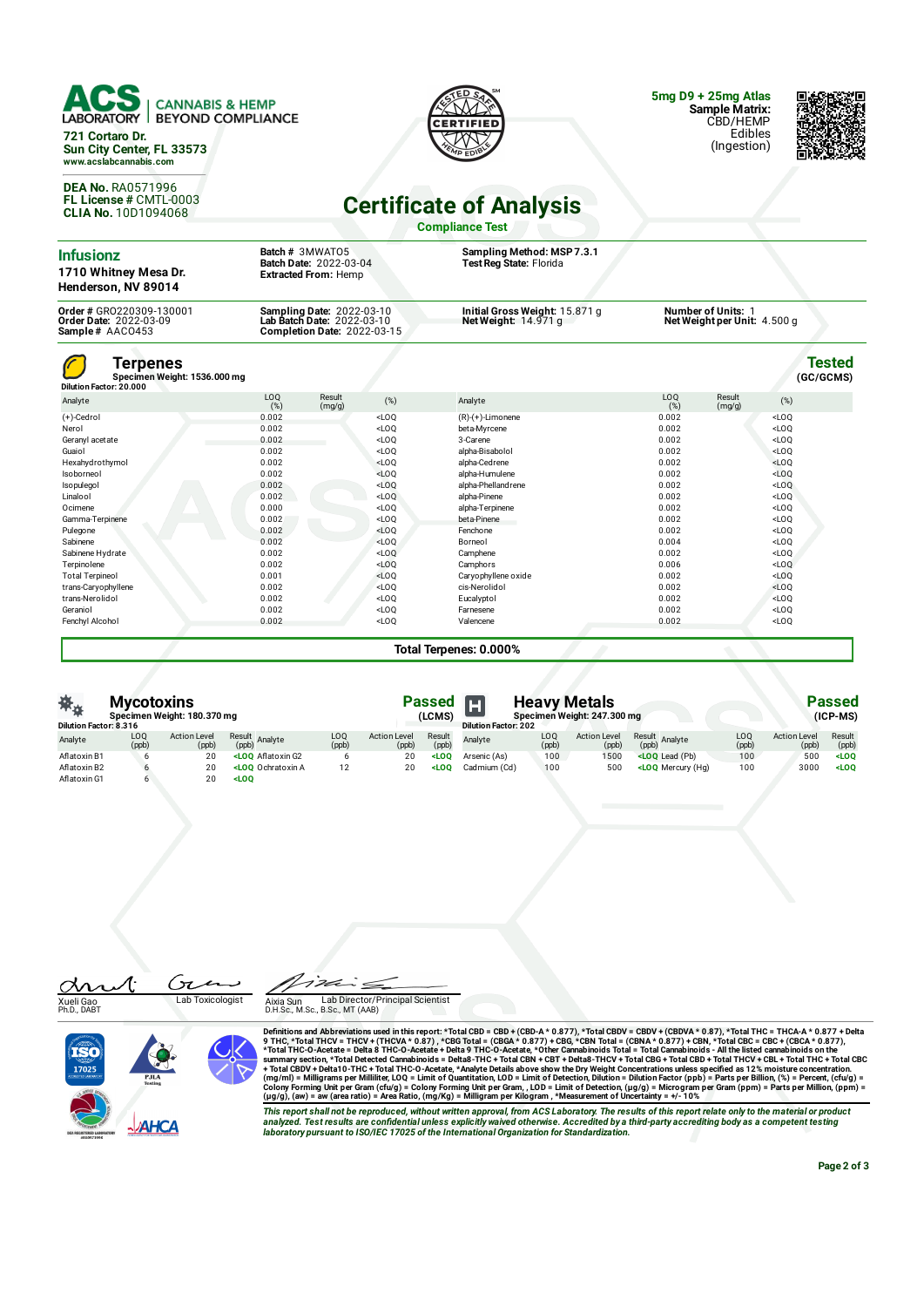**ACS LABORATORY** | CANNABIS & HEMP BEYOND COMPLIANCE

721 Cortaro Dr.
Sun City Center, FL 33573
www.acslabcannabis.com

**DEA No.** RA0571996
**FL License #** CMTL-0003
**CLIA No.** 10D1094068

**5mg D9 + 25mg Atlas**
**Sample Matrix:** CBD/HEMP Edibles (Ingestion)

# Certificate of Analysis

**Compliance Test**

**Infusionz**
1710 Whitney Mesa Dr.
Henderson, NV 89014

**Batch #** 3MWATO5
**Batch Date:** 2022-03-04
**Extracted From:** Hemp

**Sampling Method:** MSP 7.3.1
**Test Reg State:** Florida

**Order #** GRO220309-130001
**Order Date:** 2022-03-09
**Sample #** AACO453

**Sampling Date:** 2022-03-10
**Lab Batch Date:** 2022-03-10
**Completion Date:** 2022-03-15

**Initial Gross Weight:** 15.871 g
**Net Weight:** 14.971 g

**Number of Units:** 1
**Net Weight per Unit:** 4.500 g

## Terpenes

**Tested** (GC/GCMS)

Specimen Weight: 1536.000 mg
Dilution Factor: 20.000

| Analyte | LOQ (%) | Result (mg/g) | (%) | Analyte | LOQ (%) | Result (mg/g) | (%) |
|---|---|---|---|---|---|---|---|
| (+)-Cedrol | 0.002 | | <LOQ | (R)-(+)-Limonene | 0.002 | | <LOQ |
| Nerol | 0.002 | | <LOQ | beta-Myrcene | 0.002 | | <LOQ |
| Geranyl acetate | 0.002 | | <LOQ | 3-Carene | 0.002 | | <LOQ |
| Guaiol | 0.002 | | <LOQ | alpha-Bisabolol | 0.002 | | <LOQ |
| Hexahydrothymol | 0.002 | | <LOQ | alpha-Cedrene | 0.002 | | <LOQ |
| Isoborneol | 0.002 | | <LOQ | alpha-Humulene | 0.002 | | <LOQ |
| Isopulegol | 0.002 | | <LOQ | alpha-Phellandrene | 0.002 | | <LOQ |
| Linalool | 0.002 | | <LOQ | alpha-Pinene | 0.002 | | <LOQ |
| Ocimene | 0.000 | | <LOQ | alpha-Terpinene | 0.002 | | <LOQ |
| Gamma-Terpinene | 0.002 | | <LOQ | beta-Pinene | 0.002 | | <LOQ |
| Pulegone | 0.002 | | <LOQ | Fenchone | 0.002 | | <LOQ |
| Sabinene | 0.002 | | <LOQ | Borneol | 0.004 | | <LOQ |
| Sabinene Hydrate | 0.002 | | <LOQ | Camphene | 0.002 | | <LOQ |
| Terpinolene | 0.002 | | <LOQ | Camphors | 0.006 | | <LOQ |
| Total Terpineol | 0.001 | | <LOQ | Caryophyllene oxide | 0.002 | | <LOQ |
| trans-Caryophyllene | 0.002 | | <LOQ | cis-Nerolidol | 0.002 | | <LOQ |
| trans-Nerolidol | 0.002 | | <LOQ | Eucalyptol | 0.002 | | <LOQ |
| Geraniol | 0.002 | | <LOQ | Farnesene | 0.002 | | <LOQ |
| Fenchyl Alcohol | 0.002 | | <LOQ | Valencene | 0.002 | | <LOQ |

**Total Terpenes: 0.000%**

## Mycotoxins

**Passed** (LCMS)

Specimen Weight: 180.370 mg
Dilution Factor: 8.316

| Analyte | LOQ (ppb) | Action Level (ppb) | Result (ppb) | Analyte | LOQ (ppb) | Action Level (ppb) | Result (ppb) |
|---|---|---|---|---|---|---|---|
| Aflatoxin B1 | 6 | 20 | <LOQ | Aflatoxin G2 | 6 | 20 | <LOQ |
| Aflatoxin B2 | 6 | 20 | <LOQ | Ochratoxin A | 12 | 20 | <LOQ |
| Aflatoxin G1 | 6 | 20 | <LOQ | | | | |

## Heavy Metals

**Passed** (ICP-MS)

Specimen Weight: 247.300 mg
Dilution Factor: 202

| Analyte | LOQ (ppb) | Action Level (ppb) | Result (ppb) | Analyte | LOQ (ppb) | Action Level (ppb) | Result (ppb) |
|---|---|---|---|---|---|---|---|
| Arsenic (As) | 100 | 1500 | <LOQ | Lead (Pb) | 100 | 500 | <LOQ |
| Cadmium (Cd) | 100 | 500 | <LOQ | Mercury (Hg) | 100 | 3000 | <LOQ |

Xueli Gao, Ph.D., DABT — Lab Toxicologist

Aixia Sun, D.H.Sc., M.Sc., B.Sc., MT (AAB) — Lab Director/Principal Scientist

**Definitions and Abbreviations used in this report:** *Total CBD = CBD + (CBD-A * 0.877), *Total CBDV = CBDV + (CBDVA * 0.87), *Total THC = THCA-A * 0.877 + Delta 9 THC, *Total THCV = THCV + (THCVA * 0.87), *CBG Total = (CBGA * 0.877) + CBG, *CBN Total = (CBNA * 0.877) + CBN, *Total CBC = CBC + (CBCA * 0.877), *Total THC-O-Acetate = Delta 8 THC-O-Acetate + Delta 9 THC-O-Acetate, *Other Cannabinoids Total = Total Cannabinoids - All the listed cannabinoids on the summary section, *Total Detected Cannabinoids = Delta8-THC + Total CBN + CBT + Delta8-THCV + Total CBG + Total CBD + Total THCV + CBL + Total THC + Total CBC + Total CBDV + Delta10-THC + Total THC-O-Acetate, *Analyte Details above show the Dry Weight Concentrations unless specified as 12% moisture concentration. (mg/ml) = Milligrams per Milliliter, LOQ = Limit of Quantitation, LOD = Limit of Detection, Dilution = Dilution Factor (ppb) = Parts per Billion, (%) = Percent, (cfu/g) = Colony Forming Unit per Gram (cfu/g) = Colony Forming Unit per Gram, , LOD = Limit of Detection, (μg/g) = Microgram per Gram (ppm) = Parts per Million, (ppm) = (μg/g), (aw) = aw (area ratio) = Area Ratio, (mg/Kg) = Milligram per Kilogram , *Measurement of Uncertainty = +/- 10%

*This report shall not be reproduced, without written approval, from ACS Laboratory. The results of this report relate only to the material or product analyzed. Test results are confidential unless explicitly waived otherwise. Accredited by a third-party accrediting body as a competent testing laboratory pursuant to ISO/IEC 17025 of the International Organization for Standardization.*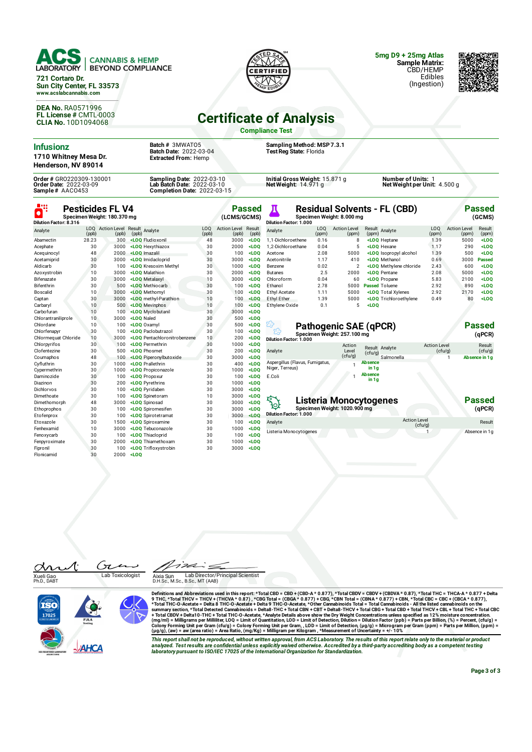# ACS LABORATORY | CANNABIS & HEMP BEYOND COMPLIANCE

721 Cortaro Dr.
Sun City Center, FL 33573
www.acslabcannabis.com

DEA No. RA0571996
FL License # CMTL-0003
CLIA No. 10D1094068

**5mg D9 + 25mg Atlas**
**Sample Matrix:** CBD/HEMP Edibles (Ingestion)

# Certificate of Analysis

## Compliance Test

**Infusionz**
1710 Whitney Mesa Dr.
Henderson, NV 89014

**Batch #** 3MWATO5
**Batch Date:** 2022-03-04
**Extracted From:** Hemp

**Sampling Method:** MSP 7.3.1
**Test Reg State:** Florida

**Order #** GRO220309-130001
**Order Date:** 2022-03-09
**Sample #** AACO453

**Sampling Date:** 2022-03-10
**Lab Batch Date:** 2022-03-10
**Completion Date:** 2022-03-15

**Initial Gross Weight:** 15.871 g
**Net Weight:** 14.971 g

**Number of Units:** 1
**Net Weight per Unit:** 4.500 g

## Pesticides FL V4 — Passed (LCMS/GCMS)

Specimen Weight: 180.370 mg
Dilution Factor: 8.316

| Analyte | LOQ (ppb) | Action Level (ppb) | Result (ppb) | Analyte | LOQ (ppb) | Action Level (ppb) | Result (ppb) |
|---|---|---|---|---|---|---|---|
| Abamectin | 28.23 | 300 | <LOQ | Fludioxonil | 48 | 3000 | <LOQ |
| Acephate | 30 | 3000 | <LOQ | Hexythiazox | 30 | 2000 | <LOQ |
| Acequinocyl | 48 | 2000 | <LOQ | Imazalil | 30 | 100 | <LOQ |
| Acetamiprid | 30 | 3000 | <LOQ | Imidacloprid | 30 | 3000 | <LOQ |
| Aldicarb | 30 | 100 | <LOQ | Kresoxim Methyl | 30 | 1000 | <LOQ |
| Azoxystrobin | 10 | 3000 | <LOQ | Malathion | 30 | 2000 | <LOQ |
| Bifenazate | 30 | 3000 | <LOQ | Metalaxyl | 10 | 3000 | <LOQ |
| Bifenthrin | 30 | 500 | <LOQ | Methiocarb | 30 | 100 | <LOQ |
| Boscalid | 10 | 3000 | <LOQ | Methomyl | 30 | 100 | <LOQ |
| Captan | 30 | 3000 | <LOQ | methyl-Parathion | 10 | 100 | <LOQ |
| Carbaryl | 10 | 500 | <LOQ | Mevinphos | 10 | 100 | <LOQ |
| Carbofuran | 10 | 100 | <LOQ | Myclobutanil | 30 | 3000 | <LOQ |
| Chlorantraniliprole | 10 | 3000 | <LOQ | Naled | 30 | 500 | <LOQ |
| Chlordane | 10 | 100 | <LOQ | Oxamyl | 30 | 500 | <LOQ |
| Chlorfenapyr | 30 | 100 | <LOQ | Paclobutrazol | 30 | 100 | <LOQ |
| Chlormequat Chloride | 10 | 3000 | <LOQ | Pentachloronitrobenzene | 10 | 200 | <LOQ |
| Chlorpyrifos | 30 | 100 | <LOQ | Permethrin | 30 | 1000 | <LOQ |
| Clofentezine | 30 | 500 | <LOQ | Phosmet | 30 | 200 | <LOQ |
| Coumaphos | 48 | 100 | <LOQ | Piperonylbutoxide | 30 | 3000 | <LOQ |
| Cyfluthrin | 30 | 1000 | <LOQ | Prallethrin | 30 | 400 | <LOQ |
| Cypermethrin | 30 | 1000 | <LOQ | Propiconazole | 30 | 1000 | <LOQ |
| Daminozide | 30 | 100 | <LOQ | Propoxur | 30 | 100 | <LOQ |
| Diazinon | 30 | 200 | <LOQ | Pyrethrins | 30 | 1000 | <LOQ |
| Dichlorvos | 30 | 100 | <LOQ | Pyridaben | 30 | 3000 | <LOQ |
| Dimethoate | 30 | 100 | <LOQ | Spinetoram | 10 | 3000 | <LOQ |
| Dimethomorph | 48 | 3000 | <LOQ | Spinosad | 30 | 3000 | <LOQ |
| Ethoprophos | 30 | 100 | <LOQ | Spiromesifen | 30 | 3000 | <LOQ |
| Etofenprox | 30 | 100 | <LOQ | Spirotetramat | 30 | 3000 | <LOQ |
| Etoxazole | 30 | 1500 | <LOQ | Spiroxamine | 30 | 100 | <LOQ |
| Fenhexamid | 10 | 3000 | <LOQ | Tebuconazole | 30 | 1000 | <LOQ |
| Fenoxycarb | 30 | 100 | <LOQ | Thiacloprid | 30 | 100 | <LOQ |
| Fenpyroximate | 30 | 2000 | <LOQ | Thiamethoxam | 30 | 1000 | <LOQ |
| Fipronil | 30 | 100 | <LOQ | Trifloxystrobin | 30 | 3000 | <LOQ |
| Flonicamid | 30 | 2000 | <LOQ | | | | |

## Residual Solvents - FL (CBD) — Passed (GCMS)

Specimen Weight: 8.000 mg
Dilution Factor: 1.000

| Analyte | LOQ (ppm) | Action Level (ppm) | Result (ppm) | Analyte | LOQ (ppm) | Action Level (ppm) | Result (ppm) |
|---|---|---|---|---|---|---|---|
| 1,1-Dichloroethene | 0.16 | 8 | <LOQ | Heptane | 1.39 | 5000 | <LOQ |
| 1,2-Dichloroethane | 0.04 | 5 | <LOQ | Hexane | 1.17 | 290 | <LOQ |
| Acetone | 2.08 | 5000 | <LOQ | Isopropyl alcohol | 1.39 | 500 | <LOQ |
| Acetonitrile | 1.17 | 410 | <LOQ | Methanol | 0.69 | 3000 | Passed |
| Benzene | 0.02 | 2 | <LOQ | Methylene chloride | 2.43 | 600 | <LOQ |
| Butanes | 2.5 | 2000 | <LOQ | Pentane | 2.08 | 5000 | <LOQ |
| Chloroform | 0.04 | 60 | <LOQ | Propane | 5.83 | 2100 | <LOQ |
| Ethanol | 2.78 | 5000 | Passed | Toluene | 2.92 | 890 | <LOQ |
| Ethyl Acetate | 1.11 | 5000 | <LOQ | Total Xylenes | 2.92 | 2170 | <LOQ |
| Ethyl Ether | 1.39 | 5000 | <LOQ | Trichloroethylene | 0.49 | 80 | <LOQ |
| Ethylene Oxide | 0.1 | 5 | <LOQ | | | | |

## Pathogenic SAE (qPCR) — Passed (qPCR)

Specimen Weight: 257.100 mg
Dilution Factor: 1.000

| Analyte | Action Level (cfu/g) | Result (cfu/g) | Analyte | Action Level (cfu/g) | Result (cfu/g) |
|---|---|---|---|---|---|
| Aspergillus (Flavus, Fumigatus, Niger, Terreus) | 1 | Absence in 1g | Salmonella | 1 | Absence in 1g |
| E.Coli | 1 | Absence in 1g | | | |

## Listeria Monocytogenes — Passed (qPCR)

Specimen Weight: 1020.900 mg
Dilution Factor: 1.000

| Analyte | Action Level (cfu/g) | Result |
|---|---|---|
| Listeria Monocytogenes | 1 | Absence in 1g |

Xueli Gao, Ph.D., DABT — Lab Toxicologist

Aixia Sun, D.H.Sc., M.Sc., B.Sc., MT (AAB) — Lab Director/Principal Scientist

**Definitions and Abbreviations used in this report:** *Total CBD = CBD + (CBD-A * 0.877), *Total CBDV = CBDV + (CBDVA * 0.87), *Total THC = THCA-A * 0.877 + Delta 9 THC, *Total THCV = THCV + (THCVA * 0.87), *CBG Total = (CBGA * 0.877) + CBG, *CBN Total = (CBNA * 0.877) + CBN, *Total CBC = CBC + (CBCA * 0.877), *Total THC-O-Acetate = Delta 8 THC-O-Acetate + Delta 9 THC-O-Acetate, *Other Cannabinoids Total = Total Cannabinoids - All the listed cannabinoids on the summary section, *Total Detected Cannabinoids = Delta8-THC + Total CBN + CBT + Delta8-THCV + Total CBG + Total CBD + Total THCV + CBL + Total THC + Total CBC + Total CBDV + Delta10-THC + Total THC-O-Acetate, *Analyte Details above show the Dry Weight Concentrations unless specified as 12% moisture concentration. (mg/ml) = Milligrams per Milliliter, LOQ = Limit of Quantitation, LOD = Limit of Detection, Dilution = Dilution Factor (ppb) = Parts per Billion, (%) = Percent, (cfu/g) = Colony Forming Unit per Gram (cfu/g) = Colony Forming Unit per Gram, , LOD = Limit of Detection, (µg/g) = Microgram per Gram (ppm) = Parts per Million, (ppm) = (µg/g), (aw) = aw (area ratio) = Area Ratio, (mg/Kg) = Milligram per Kilogram , *Measurement of Uncertainty = +/- 10%

*This report shall not be reproduced, without written approval, from ACS Laboratory. The results of this report relate only to the material or product analyzed. Test results are confidential unless explicitly waived otherwise. Accredited by a third-party accrediting body as a competent testing laboratory pursuant to ISO/IEC 17025 of the International Organization for Standardization.*